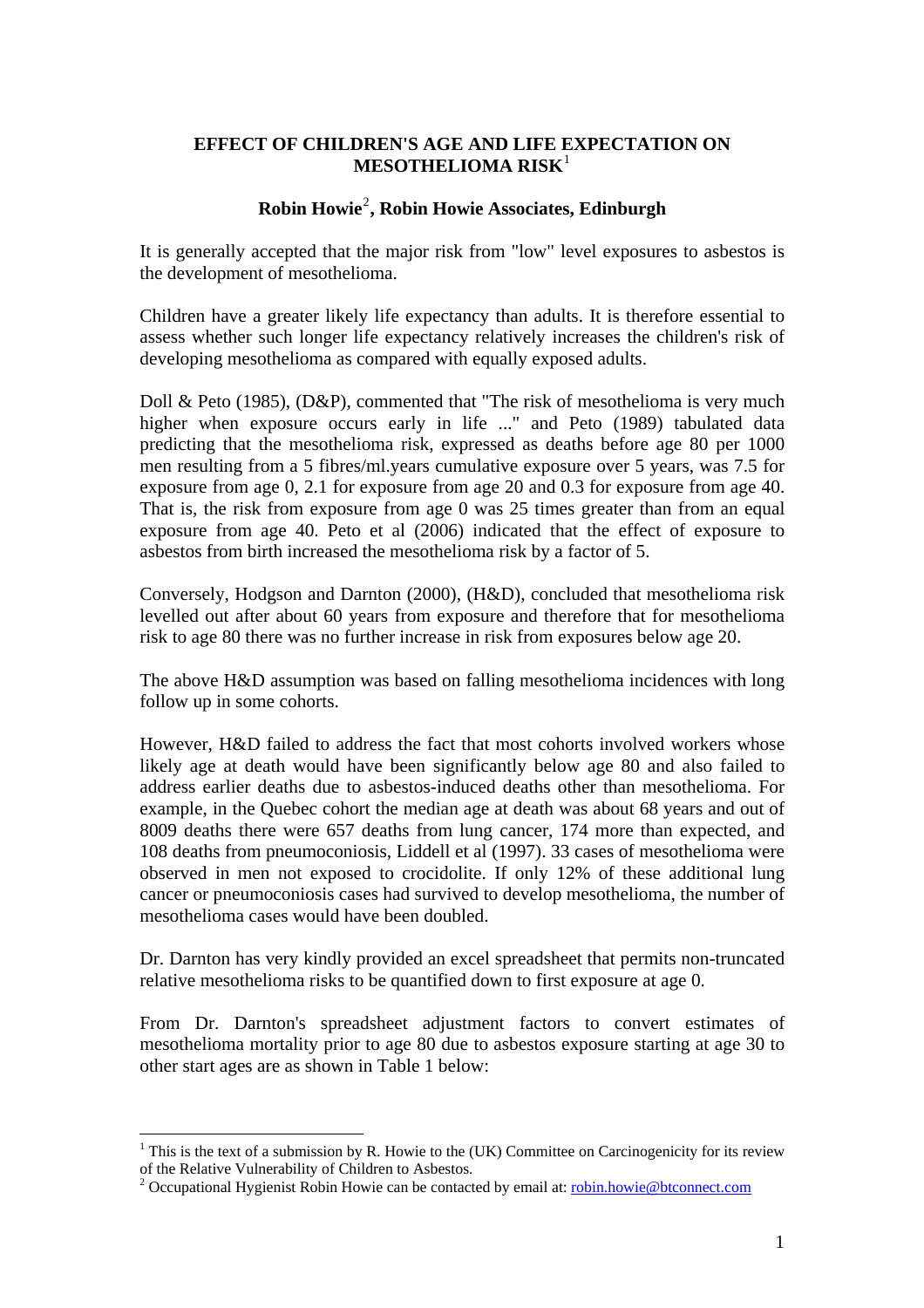# EFFECT OF CHILDREN'S AGE AND LIFE EXPECTATION ON MESOTHELIOMA RISK[1]

## Robin Howie[2], Robin Howie Associates, Edinburgh

It is generally accepted that the major risk from "low" level exposures to asbestos is the development of mesothelioma.

Children have a greater likely life expectancy than adults. It is therefore essential to assess whether such longer life expectancy relatively increases the children's risk of developing mesothelioma as compared with equally exposed adults.

Doll & Peto (1985), (D&P), commented that "The risk of mesothelioma is very much higher when exposure occurs early in life ..." and Peto (1989) tabulated data predicting that the mesothelioma risk, expressed as deaths before age 80 per 1000 men resulting from a 5 fibres/ml.years cumulative exposure over 5 years, was 7.5 for exposure from age 0, 2.1 for exposure from age 20 and 0.3 for exposure from age 40. That is, the risk from exposure from age 0 was 25 times greater than from an equal exposure from age 40. Peto et al (2006) indicated that the effect of exposure to asbestos from birth increased the mesothelioma risk by a factor of 5.

Conversely, Hodgson and Darnton (2000), (H&D), concluded that mesothelioma risk levelled out after about 60 years from exposure and therefore that for mesothelioma risk to age 80 there was no further increase in risk from exposures below age 20.

The above H&D assumption was based on falling mesothelioma incidences with long follow up in some cohorts.

However, H&D failed to address the fact that most cohorts involved workers whose likely age at death would have been significantly below age 80 and also failed to address earlier deaths due to asbestos-induced deaths other than mesothelioma. For example, in the Quebec cohort the median age at death was about 68 years and out of 8009 deaths there were 657 deaths from lung cancer, 174 more than expected, and 108 deaths from pneumoconiosis, Liddell et al (1997). 33 cases of mesothelioma were observed in men not exposed to crocidolite. If only 12% of these additional lung cancer or pneumoconiosis cases had survived to develop mesothelioma, the number of mesothelioma cases would have been doubled.

Dr. Darnton has very kindly provided an excel spreadsheet that permits non-truncated relative mesothelioma risks to be quantified down to first exposure at age 0.

From Dr. Darnton's spreadsheet adjustment factors to convert estimates of mesothelioma mortality prior to age 80 due to asbestos exposure starting at age 30 to other start ages are as shown in Table 1 below:

---

[1] This is the text of a submission by R. Howie to the (UK) Committee on Carcinogenicity for its review of the Relative Vulnerability of Children to Asbestos.

[2] Occupational Hygienist Robin Howie can be contacted by email at: robin.howie@btconnect.com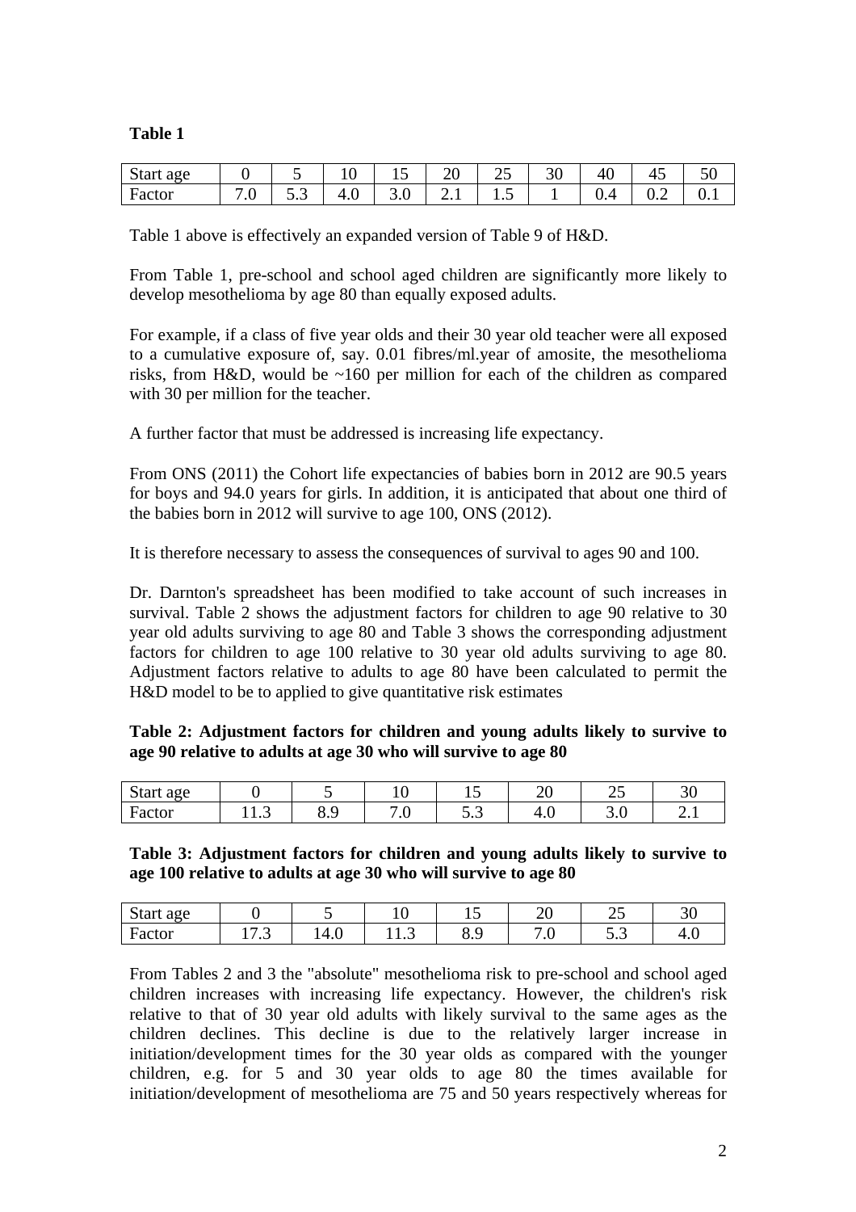**Table 1**

| Start age | 0 | 5 | 10 | 15 | 20 | 25 | 30 | 40 | 45 | 50 |
|---|---|---|---|---|---|---|---|---|---|---|
| Factor | 7.0 | 5.3 | 4.0 | 3.0 | 2.1 | 1.5 | 1 | 0.4 | 0.2 | 0.1 |

Table 1 above is effectively an expanded version of Table 9 of H&D.

From Table 1, pre-school and school aged children are significantly more likely to develop mesothelioma by age 80 than equally exposed adults.

For example, if a class of five year olds and their 30 year old teacher were all exposed to a cumulative exposure of, say. 0.01 fibres/ml.year of amosite, the mesothelioma risks, from H&D, would be ~160 per million for each of the children as compared with 30 per million for the teacher.

A further factor that must be addressed is increasing life expectancy.

From ONS (2011) the Cohort life expectancies of babies born in 2012 are 90.5 years for boys and 94.0 years for girls. In addition, it is anticipated that about one third of the babies born in 2012 will survive to age 100, ONS (2012).

It is therefore necessary to assess the consequences of survival to ages 90 and 100.

Dr. Darnton's spreadsheet has been modified to take account of such increases in survival. Table 2 shows the adjustment factors for children to age 90 relative to 30 year old adults surviving to age 80 and Table 3 shows the corresponding adjustment factors for children to age 100 relative to 30 year old adults surviving to age 80. Adjustment factors relative to adults to age 80 have been calculated to permit the H&D model to be to applied to give quantitative risk estimates

**Table 2: Adjustment factors for children and young adults likely to survive to age 90 relative to adults at age 30 who will survive to age 80**

| Start age | 0 | 5 | 10 | 15 | 20 | 25 | 30 |
|---|---|---|---|---|---|---|---|
| Factor | 11.3 | 8.9 | 7.0 | 5.3 | 4.0 | 3.0 | 2.1 |

**Table 3: Adjustment factors for children and young adults likely to survive to age 100 relative to adults at age 30 who will survive to age 80**

| Start age | 0 | 5 | 10 | 15 | 20 | 25 | 30 |
|---|---|---|---|---|---|---|---|
| Factor | 17.3 | 14.0 | 11.3 | 8.9 | 7.0 | 5.3 | 4.0 |

From Tables 2 and 3 the "absolute" mesothelioma risk to pre-school and school aged children increases with increasing life expectancy. However, the children's risk relative to that of 30 year old adults with likely survival to the same ages as the children declines. This decline is due to the relatively larger increase in initiation/development times for the 30 year olds as compared with the younger children, e.g. for 5 and 30 year olds to age 80 the times available for initiation/development of mesothelioma are 75 and 50 years respectively whereas for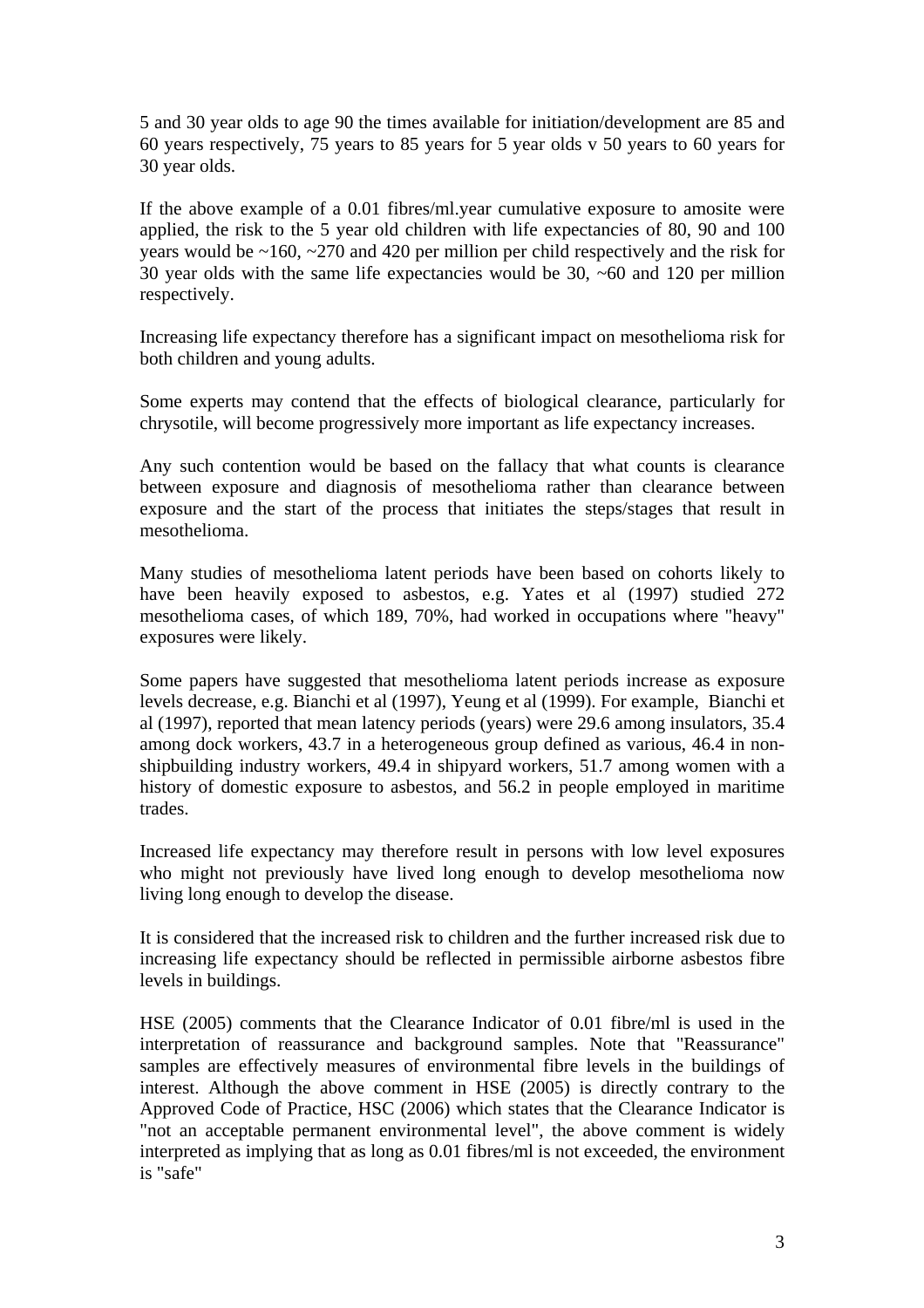5 and 30 year olds to age 90 the times available for initiation/development are 85 and 60 years respectively, 75 years to 85 years for 5 year olds v 50 years to 60 years for 30 year olds.

If the above example of a 0.01 fibres/ml.year cumulative exposure to amosite were applied, the risk to the 5 year old children with life expectancies of 80, 90 and 100 years would be ~160, ~270 and 420 per million per child respectively and the risk for 30 year olds with the same life expectancies would be 30, ~60 and 120 per million respectively.

Increasing life expectancy therefore has a significant impact on mesothelioma risk for both children and young adults.

Some experts may contend that the effects of biological clearance, particularly for chrysotile, will become progressively more important as life expectancy increases.

Any such contention would be based on the fallacy that what counts is clearance between exposure and diagnosis of mesothelioma rather than clearance between exposure and the start of the process that initiates the steps/stages that result in mesothelioma.

Many studies of mesothelioma latent periods have been based on cohorts likely to have been heavily exposed to asbestos, e.g. Yates et al (1997) studied 272 mesothelioma cases, of which 189, 70%, had worked in occupations where "heavy" exposures were likely.

Some papers have suggested that mesothelioma latent periods increase as exposure levels decrease, e.g. Bianchi et al (1997), Yeung et al (1999). For example, Bianchi et al (1997), reported that mean latency periods (years) were 29.6 among insulators, 35.4 among dock workers, 43.7 in a heterogeneous group defined as various, 46.4 in non-shipbuilding industry workers, 49.4 in shipyard workers, 51.7 among women with a history of domestic exposure to asbestos, and 56.2 in people employed in maritime trades.

Increased life expectancy may therefore result in persons with low level exposures who might not previously have lived long enough to develop mesothelioma now living long enough to develop the disease.

It is considered that the increased risk to children and the further increased risk due to increasing life expectancy should be reflected in permissible airborne asbestos fibre levels in buildings.

HSE (2005) comments that the Clearance Indicator of 0.01 fibre/ml is used in the interpretation of reassurance and background samples. Note that "Reassurance" samples are effectively measures of environmental fibre levels in the buildings of interest. Although the above comment in HSE (2005) is directly contrary to the Approved Code of Practice, HSC (2006) which states that the Clearance Indicator is "not an acceptable permanent environmental level", the above comment is widely interpreted as implying that as long as 0.01 fibres/ml is not exceeded, the environment is "safe"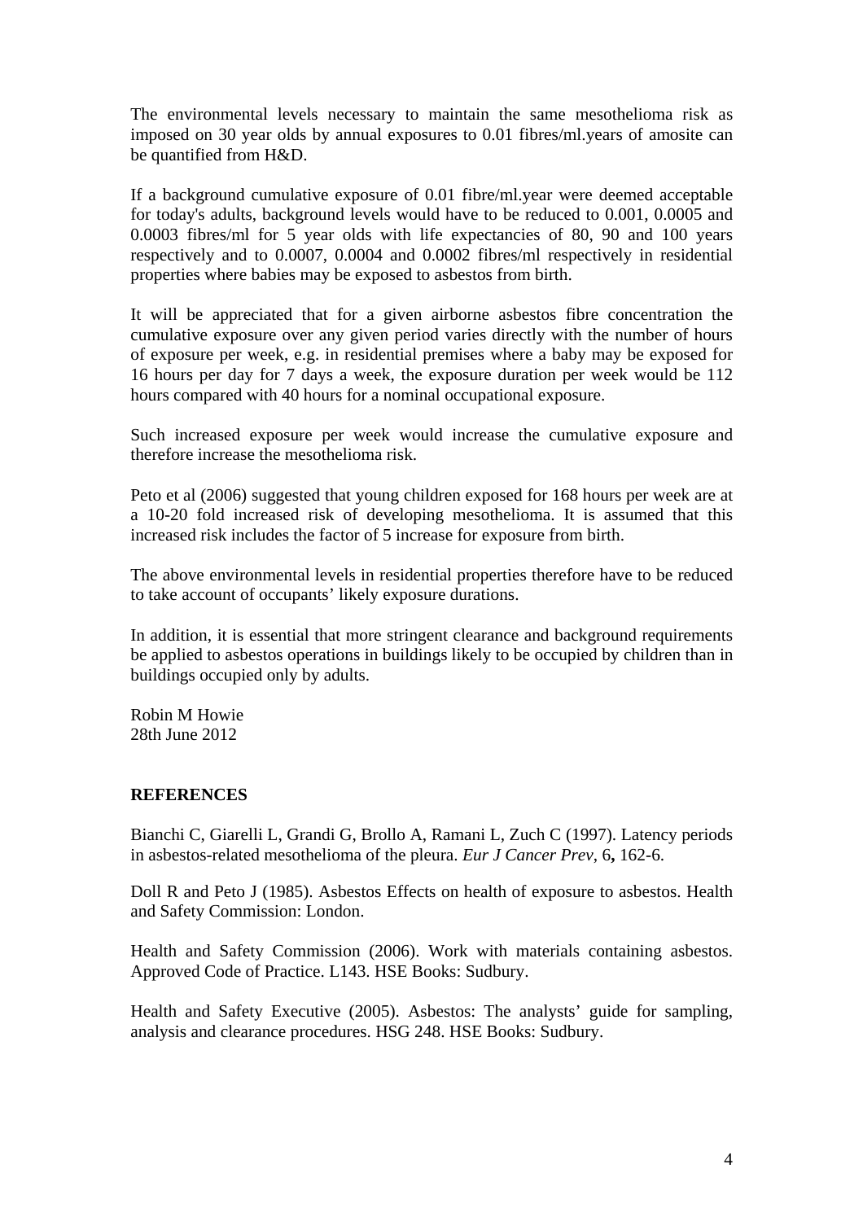The environmental levels necessary to maintain the same mesothelioma risk as imposed on 30 year olds by annual exposures to 0.01 fibres/ml.years of amosite can be quantified from H&D.

If a background cumulative exposure of 0.01 fibre/ml.year were deemed acceptable for today's adults, background levels would have to be reduced to 0.001, 0.0005 and 0.0003 fibres/ml for 5 year olds with life expectancies of 80, 90 and 100 years respectively and to 0.0007, 0.0004 and 0.0002 fibres/ml respectively in residential properties where babies may be exposed to asbestos from birth.

It will be appreciated that for a given airborne asbestos fibre concentration the cumulative exposure over any given period varies directly with the number of hours of exposure per week, e.g. in residential premises where a baby may be exposed for 16 hours per day for 7 days a week, the exposure duration per week would be 112 hours compared with 40 hours for a nominal occupational exposure.

Such increased exposure per week would increase the cumulative exposure and therefore increase the mesothelioma risk.

Peto et al (2006) suggested that young children exposed for 168 hours per week are at a 10-20 fold increased risk of developing mesothelioma. It is assumed that this increased risk includes the factor of 5 increase for exposure from birth.

The above environmental levels in residential properties therefore have to be reduced to take account of occupants' likely exposure durations.

In addition, it is essential that more stringent clearance and background requirements be applied to asbestos operations in buildings likely to be occupied by children than in buildings occupied only by adults.

Robin M Howie
28th June 2012

**REFERENCES**

Bianchi C, Giarelli L, Grandi G, Brollo A, Ramani L, Zuch C (1997). Latency periods in asbestos-related mesothelioma of the pleura. *Eur J Cancer Prev*, 6**,** 162-6.

Doll R and Peto J (1985). Asbestos Effects on health of exposure to asbestos. Health and Safety Commission: London.

Health and Safety Commission (2006). Work with materials containing asbestos. Approved Code of Practice. L143. HSE Books: Sudbury.

Health and Safety Executive (2005). Asbestos: The analysts' guide for sampling, analysis and clearance procedures. HSG 248. HSE Books: Sudbury.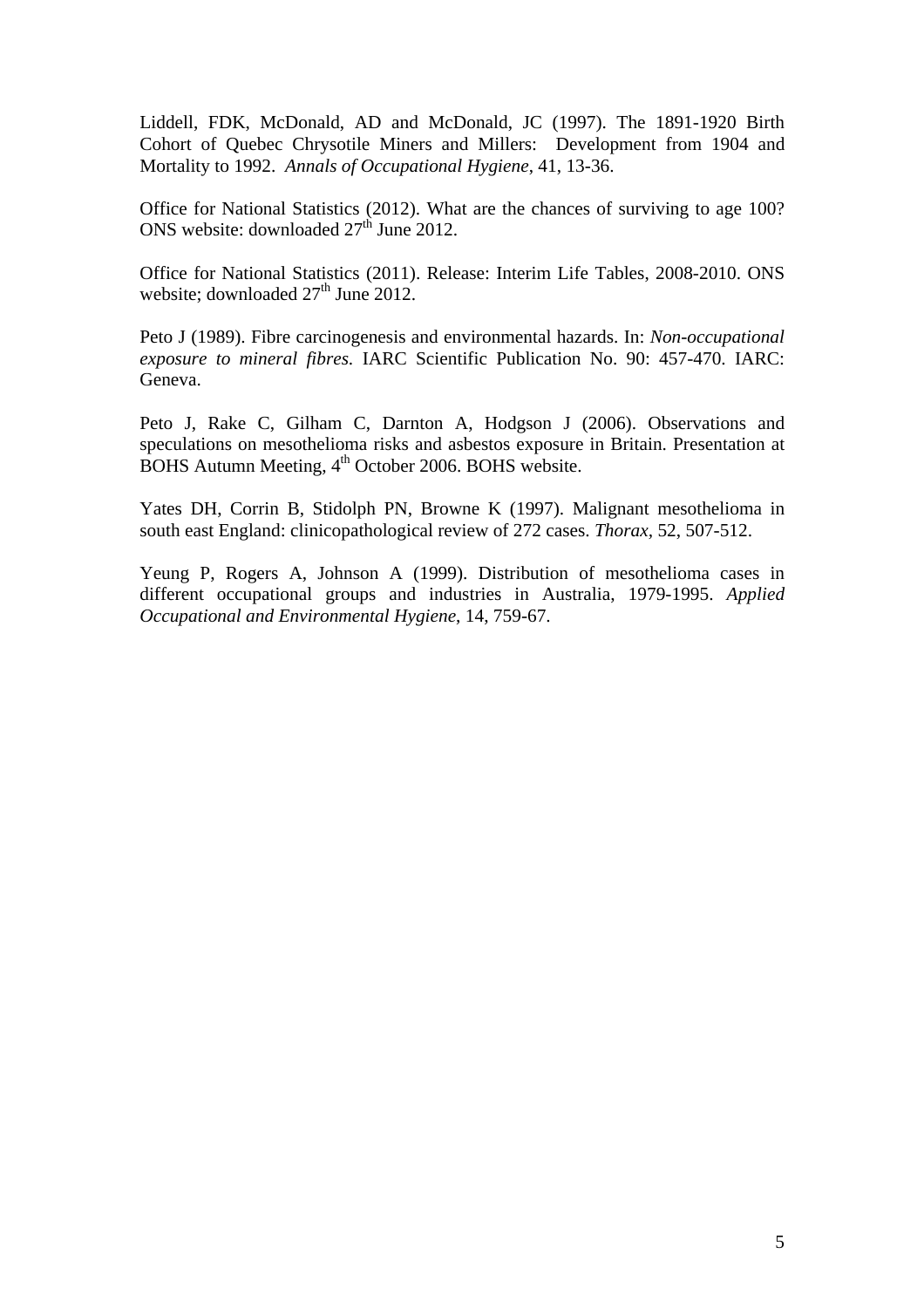Liddell, FDK, McDonald, AD and McDonald, JC (1997). The 1891-1920 Birth Cohort of Quebec Chrysotile Miners and Millers: Development from 1904 and Mortality to 1992. *Annals of Occupational Hygiene*, 41, 13-36.

Office for National Statistics (2012). What are the chances of surviving to age 100? ONS website: downloaded 27th June 2012.

Office for National Statistics (2011). Release: Interim Life Tables, 2008-2010. ONS website; downloaded 27th June 2012.

Peto J (1989). Fibre carcinogenesis and environmental hazards. In: *Non-occupational exposure to mineral fibres*. IARC Scientific Publication No. 90: 457-470. IARC: Geneva.

Peto J, Rake C, Gilham C, Darnton A, Hodgson J (2006). Observations and speculations on mesothelioma risks and asbestos exposure in Britain. Presentation at BOHS Autumn Meeting, 4th October 2006. BOHS website.

Yates DH, Corrin B, Stidolph PN, Browne K (1997). Malignant mesothelioma in south east England: clinicopathological review of 272 cases. *Thorax*, 52, 507-512.

Yeung P, Rogers A, Johnson A (1999). Distribution of mesothelioma cases in different occupational groups and industries in Australia, 1979-1995. *Applied Occupational and Environmental Hygiene*, 14, 759-67.